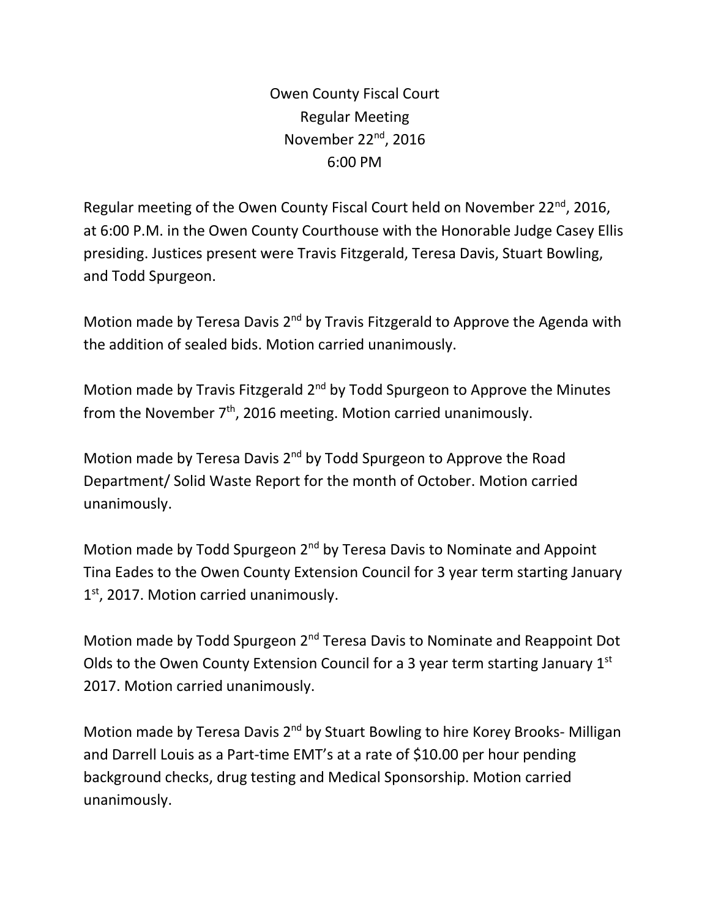# Owen County Fiscal Court
## Regular Meeting
## November 22nd, 2016
## 6:00 PM

Regular meeting of the Owen County Fiscal Court held on November 22nd, 2016, at 6:00 P.M. in the Owen County Courthouse with the Honorable Judge Casey Ellis presiding. Justices present were Travis Fitzgerald, Teresa Davis, Stuart Bowling, and Todd Spurgeon.

Motion made by Teresa Davis 2nd by Travis Fitzgerald to Approve the Agenda with the addition of sealed bids. Motion carried unanimously.

Motion made by Travis Fitzgerald 2nd by Todd Spurgeon to Approve the Minutes from the November 7th, 2016 meeting. Motion carried unanimously.

Motion made by Teresa Davis 2nd by Todd Spurgeon to Approve the Road Department/ Solid Waste Report for the month of October. Motion carried unanimously.

Motion made by Todd Spurgeon 2nd by Teresa Davis to Nominate and Appoint Tina Eades to the Owen County Extension Council for 3 year term starting January 1st, 2017. Motion carried unanimously.

Motion made by Todd Spurgeon 2nd Teresa Davis to Nominate and Reappoint Dot Olds to the Owen County Extension Council for a 3 year term starting January 1st 2017. Motion carried unanimously.

Motion made by Teresa Davis 2nd by Stuart Bowling to hire Korey Brooks- Milligan and Darrell Louis as a Part-time EMT's at a rate of $10.00 per hour pending background checks, drug testing and Medical Sponsorship. Motion carried unanimously.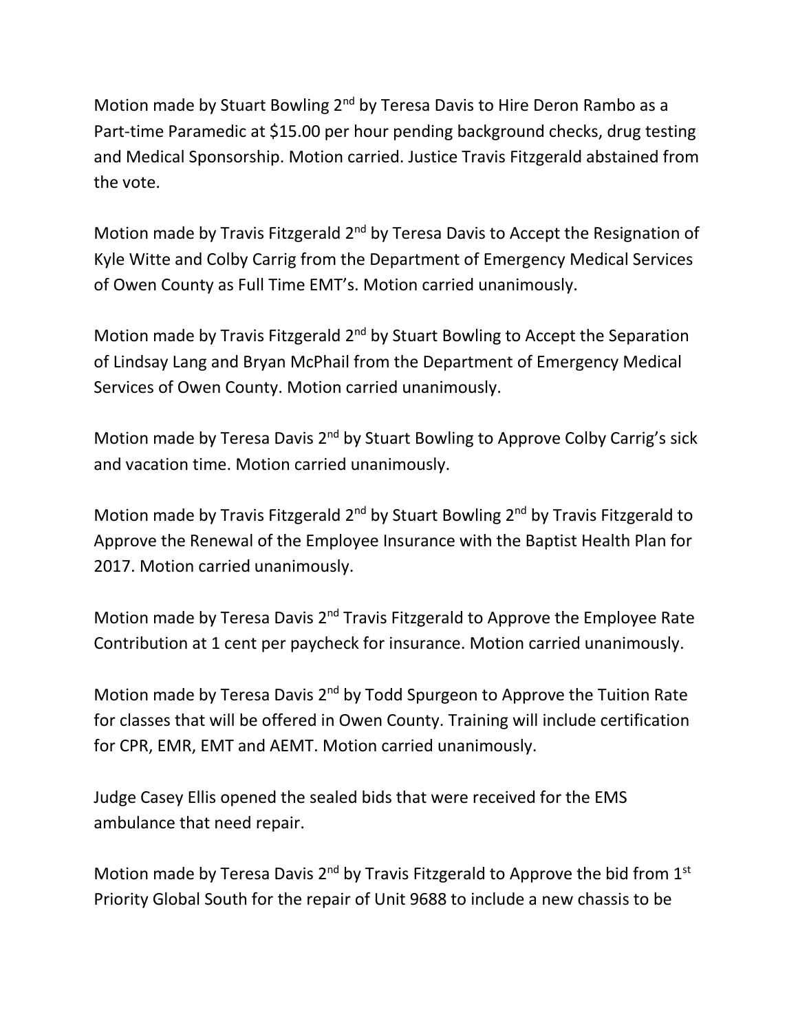Motion made by Stuart Bowling 2nd by Teresa Davis to Hire Deron Rambo as a Part-time Paramedic at $15.00 per hour pending background checks, drug testing and Medical Sponsorship. Motion carried. Justice Travis Fitzgerald abstained from the vote.

Motion made by Travis Fitzgerald 2nd by Teresa Davis to Accept the Resignation of Kyle Witte and Colby Carrig from the Department of Emergency Medical Services of Owen County as Full Time EMT's. Motion carried unanimously.

Motion made by Travis Fitzgerald 2nd by Stuart Bowling to Accept the Separation of Lindsay Lang and Bryan McPhail from the Department of Emergency Medical Services of Owen County. Motion carried unanimously.

Motion made by Teresa Davis 2nd by Stuart Bowling to Approve Colby Carrig's sick and vacation time. Motion carried unanimously.

Motion made by Travis Fitzgerald 2nd by Stuart Bowling 2nd by Travis Fitzgerald to Approve the Renewal of the Employee Insurance with the Baptist Health Plan for 2017. Motion carried unanimously.

Motion made by Teresa Davis 2nd Travis Fitzgerald to Approve the Employee Rate Contribution at 1 cent per paycheck for insurance. Motion carried unanimously.

Motion made by Teresa Davis 2nd by Todd Spurgeon to Approve the Tuition Rate for classes that will be offered in Owen County. Training will include certification for CPR, EMR, EMT and AEMT. Motion carried unanimously.

Judge Casey Ellis opened the sealed bids that were received for the EMS ambulance that need repair.

Motion made by Teresa Davis 2nd by Travis Fitzgerald to Approve the bid from 1st Priority Global South for the repair of Unit 9688 to include a new chassis to be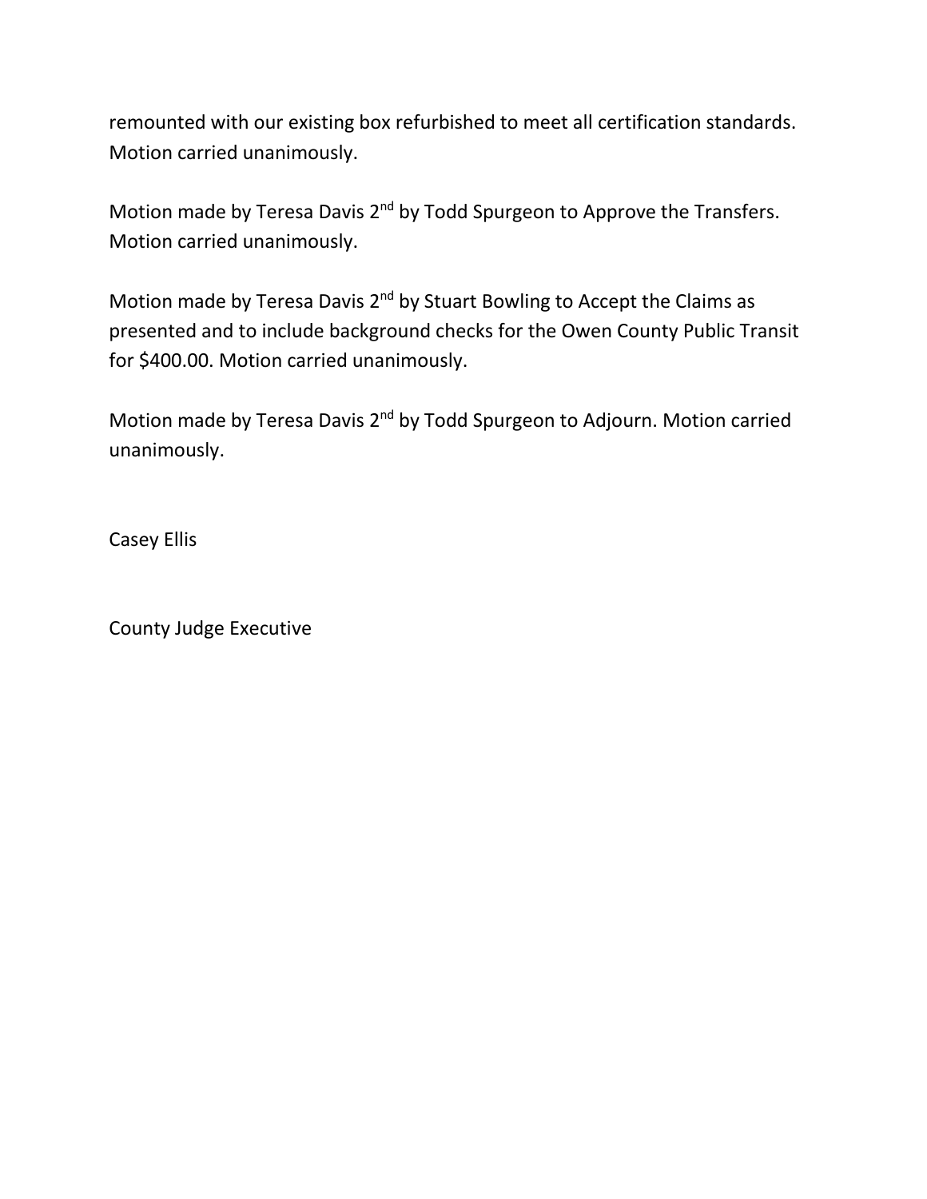remounted with our existing box refurbished to meet all certification standards. Motion carried unanimously.

Motion made by Teresa Davis 2nd by Todd Spurgeon to Approve the Transfers. Motion carried unanimously.

Motion made by Teresa Davis 2nd by Stuart Bowling to Accept the Claims as presented and to include background checks for the Owen County Public Transit for $400.00. Motion carried unanimously.

Motion made by Teresa Davis 2nd by Todd Spurgeon to Adjourn. Motion carried unanimously.

Casey Ellis

County Judge Executive